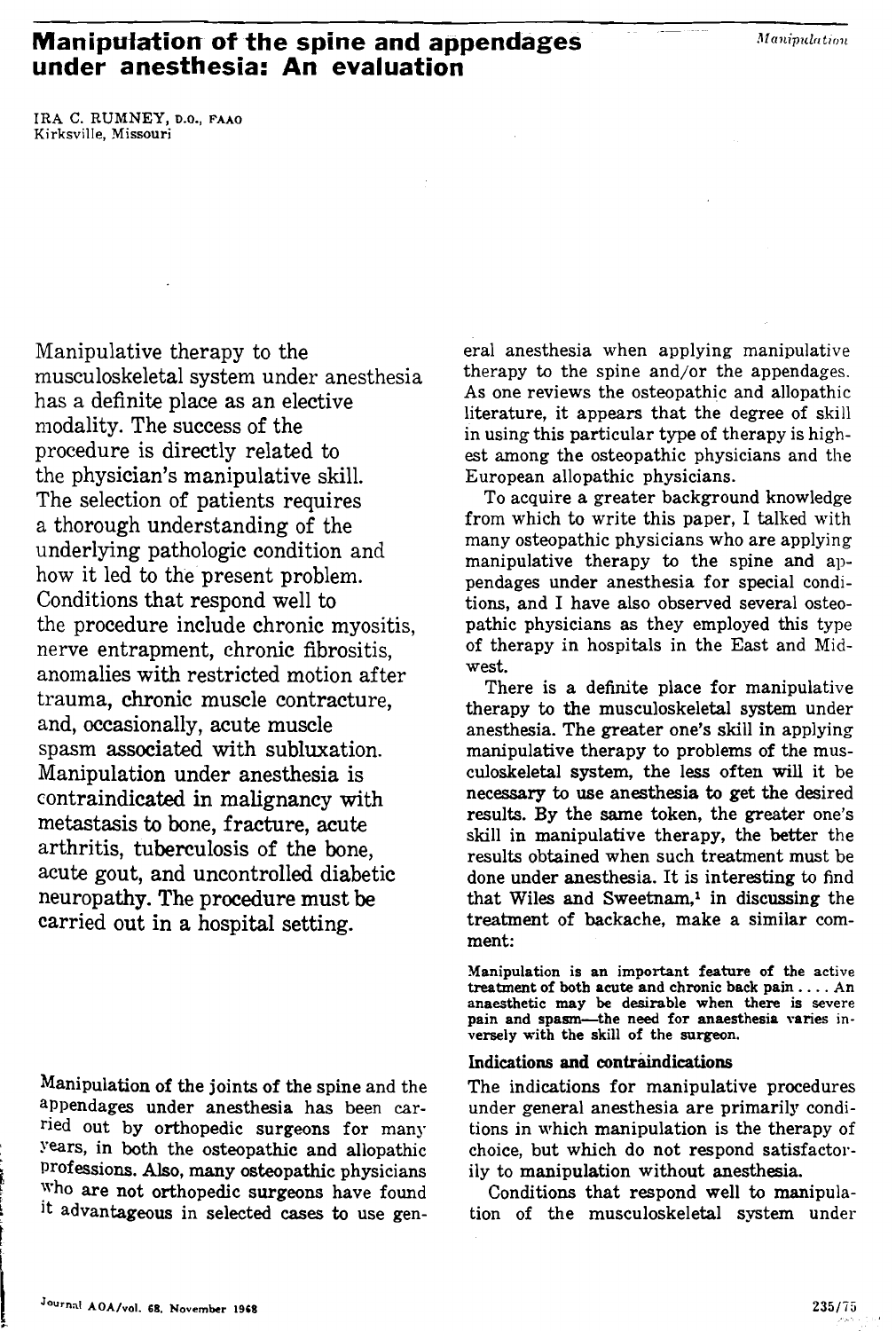# Manipulation of the spine and appendages under anesthesia: An evaluation

IRA C. RUMNEY, D.O., FAAO
Kirksville, Missouri

Manipulative therapy to the musculoskeletal system under anesthesia has a definite place as an elective modality. The success of the procedure is directly related to the physician's manipulative skill. The selection of patients requires a thorough understanding of the underlying pathologic condition and how it led to the present problem. Conditions that respond well to the procedure include chronic myositis, nerve entrapment, chronic fibrositis, anomalies with restricted motion after trauma, chronic muscle contracture, and, occasionally, acute muscle spasm associated with subluxation. Manipulation under anesthesia is contraindicated in malignancy with metastasis to bone, fracture, acute arthritis, tuberculosis of the bone, acute gout, and uncontrolled diabetic neuropathy. The procedure must be carried out in a hospital setting.

Manipulation of the joints of the spine and the appendages under anesthesia has been carried out by orthopedic surgeons for many years, in both the osteopathic and allopathic professions. Also, many osteopathic physicians who are not orthopedic surgeons have found it advantageous in selected cases to use general anesthesia when applying manipulative therapy to the spine and/or the appendages. As one reviews the osteopathic and allopathic literature, it appears that the degree of skill in using this particular type of therapy is highest among the osteopathic physicians and the European allopathic physicians.

To acquire a greater background knowledge from which to write this paper, I talked with many osteopathic physicians who are applying manipulative therapy to the spine and appendages under anesthesia for special conditions, and I have also observed several osteopathic physicians as they employed this type of therapy in hospitals in the East and Midwest.

There is a definite place for manipulative therapy to the musculoskeletal system under anesthesia. The greater one's skill in applying manipulative therapy to problems of the musculoskeletal system, the less often will it be necessary to use anesthesia to get the desired results. By the same token, the greater one's skill in manipulative therapy, the better the results obtained when such treatment must be done under anesthesia. It is interesting to find that Wiles and Sweetnam,[1] in discussing the treatment of backache, make a similar comment:

> Manipulation is an important feature of the active treatment of both acute and chronic back pain .... An anaesthetic may be desirable when there is severe pain and spasm—the need for anaesthesia varies inversely with the skill of the surgeon.

### Indications and contraindications

The indications for manipulative procedures under general anesthesia are primarily conditions in which manipulation is the therapy of choice, but which do not respond satisfactorily to manipulation without anesthesia.

Conditions that respond well to manipulation of the musculoskeletal system under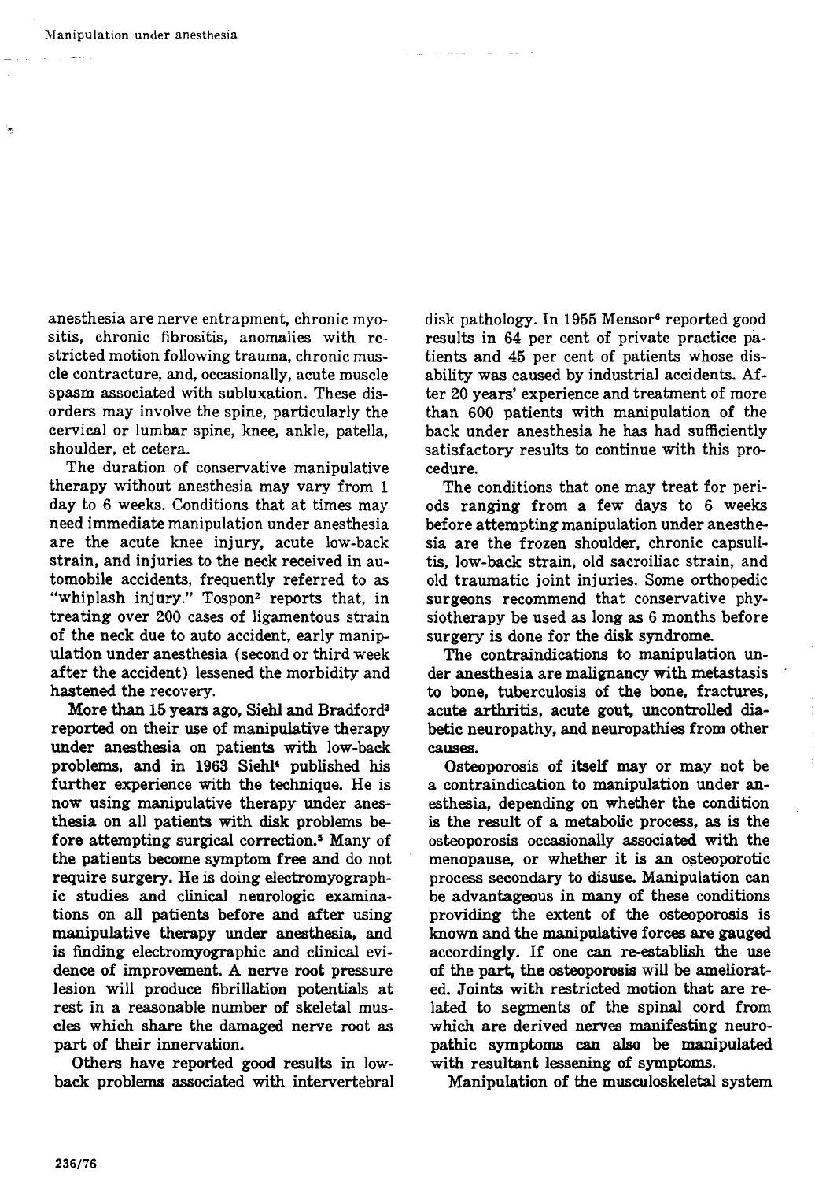anesthesia are nerve entrapment, chronic myositis, chronic fibrositis, anomalies with restricted motion following trauma, chronic muscle contracture, and, occasionally, acute muscle spasm associated with subluxation. These disorders may involve the spine, particularly the cervical or lumbar spine, knee, ankle, patella, shoulder, et cetera.

The duration of conservative manipulative therapy without anesthesia may vary from 1 day to 6 weeks. Conditions that at times may need immediate manipulation under anesthesia are the acute knee injury, acute low-back strain, and injuries to the neck received in automobile accidents, frequently referred to as "whiplash injury." Tospon[2] reports that, in treating over 200 cases of ligamentous strain of the neck due to auto accident, early manipulation under anesthesia (second or third week after the accident) lessened the morbidity and hastened the recovery.

More than 15 years ago, Siehl and Bradford[3] reported on their use of manipulative therapy under anesthesia on patients with low-back problems, and in 1963 Siehl[4] published his further experience with the technique. He is now using manipulative therapy under anesthesia on all patients with disk problems before attempting surgical correction.[5] Many of the patients become symptom free and do not require surgery. He is doing electromyographic studies and clinical neurologic examinations on all patients before and after using manipulative therapy under anesthesia, and is finding electromyographic and clinical evidence of improvement. A nerve root pressure lesion will produce fibrillation potentials at rest in a reasonable number of skeletal muscles which share the damaged nerve root as part of their innervation.

Others have reported good results in low-back problems associated with intervertebral disk pathology. In 1955 Mensor[6] reported good results in 64 per cent of private practice patients and 45 per cent of patients whose disability was caused by industrial accidents. After 20 years' experience and treatment of more than 600 patients with manipulation of the back under anesthesia he has had sufficiently satisfactory results to continue with this procedure.

The conditions that one may treat for periods ranging from a few days to 6 weeks before attempting manipulation under anesthesia are the frozen shoulder, chronic capsulitis, low-back strain, old sacroiliac strain, and old traumatic joint injuries. Some orthopedic surgeons recommend that conservative physiotherapy be used as long as 6 months before surgery is done for the disk syndrome.

The contraindications to manipulation under anesthesia are malignancy with metastasis to bone, tuberculosis of the bone, fractures, acute arthritis, acute gout, uncontrolled diabetic neuropathy, and neuropathies from other causes.

Osteoporosis of itself may or may not be a contraindication to manipulation under anesthesia, depending on whether the condition is the result of a metabolic process, as is the osteoporosis occasionally associated with the menopause, or whether it is an osteoporotic process secondary to disuse. Manipulation can be advantageous in many of these conditions providing the extent of the osteoporosis is known and the manipulative forces are gauged accordingly. If one can re-establish the use of the part, the osteoporosis will be ameliorated. Joints with restricted motion that are related to segments of the spinal cord from which are derived nerves manifesting neuropathic symptoms can also be manipulated with resultant lessening of symptoms.

Manipulation of the musculoskeletal system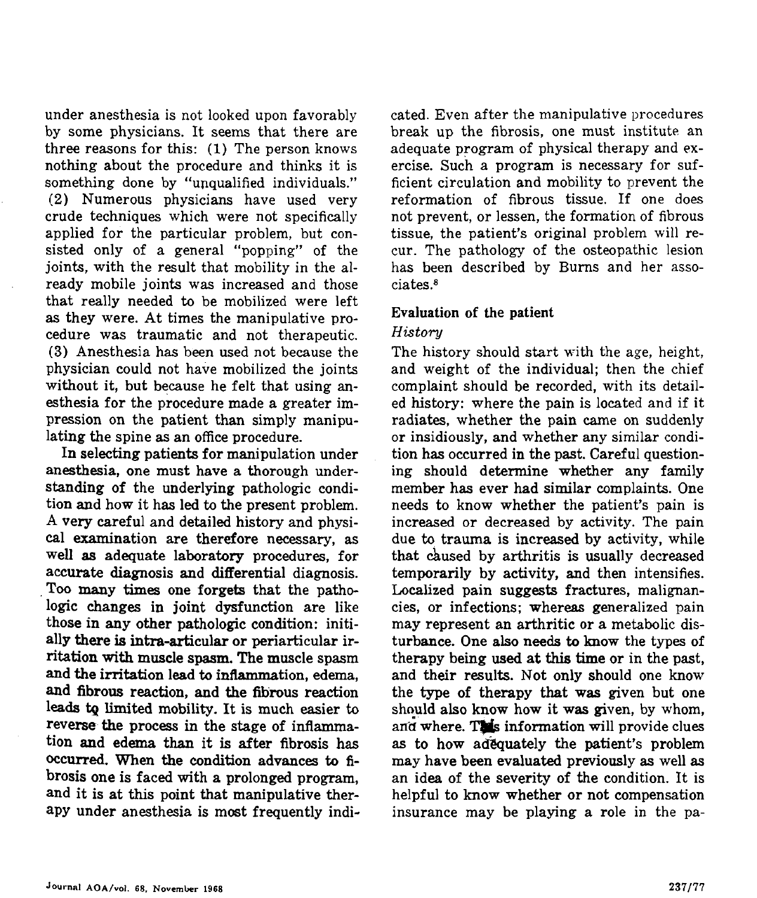under anesthesia is not looked upon favorably by some physicians. It seems that there are three reasons for this: (1) The person knows nothing about the procedure and thinks it is something done by "unqualified individuals." (2) Numerous physicians have used very crude techniques which were not specifically applied for the particular problem, but consisted only of a general "popping" of the joints, with the result that mobility in the already mobile joints was increased and those that really needed to be mobilized were left as they were. At times the manipulative procedure was traumatic and not therapeutic. (3) Anesthesia has been used not because the physician could not have mobilized the joints without it, but because he felt that using anesthesia for the procedure made a greater impression on the patient than simply manipulating the spine as an office procedure.

In selecting patients for manipulation under anesthesia, one must have a thorough understanding of the underlying pathologic condition and how it has led to the present problem. A very careful and detailed history and physical examination are therefore necessary, as well as adequate laboratory procedures, for accurate diagnosis and differential diagnosis. Too many times one forgets that the pathologic changes in joint dysfunction are like those in any other pathologic condition: initially there is intra-articular or periarticular irritation with muscle spasm. The muscle spasm and the irritation lead to inflammation, edema, and fibrous reaction, and the fibrous reaction leads to limited mobility. It is much easier to reverse the process in the stage of inflammation and edema than it is after fibrosis has occurred. When the condition advances to fibrosis one is faced with a prolonged program, and it is at this point that manipulative therapy under anesthesia is most frequently indicated. Even after the manipulative procedures break up the fibrosis, one must institute an adequate program of physical therapy and exercise. Such a program is necessary for sufficient circulation and mobility to prevent the reformation of fibrous tissue. If one does not prevent, or lessen, the formation of fibrous tissue, the patient's original problem will recur. The pathology of the osteopathic lesion has been described by Burns and her associates.[8]

## Evaluation of the patient

### *History*

The history should start with the age, height, and weight of the individual; then the chief complaint should be recorded, with its detailed history: where the pain is located and if it radiates, whether the pain came on suddenly or insidiously, and whether any similar condition has occurred in the past. Careful questioning should determine whether any family member has ever had similar complaints. One needs to know whether the patient's pain is increased or decreased by activity. The pain due to trauma is increased by activity, while that caused by arthritis is usually decreased temporarily by activity, and then intensifies. Localized pain suggests fractures, malignancies, or infections; whereas generalized pain may represent an arthritic or a metabolic disturbance. One also needs to know the types of therapy being used at this time or in the past, and their results. Not only should one know the type of therapy that was given but one should also know how it was given, by whom, and where. This information will provide clues as to how adequately the patient's problem may have been evaluated previously as well as an idea of the severity of the condition. It is helpful to know whether or not compensation insurance may be playing a role in the pa-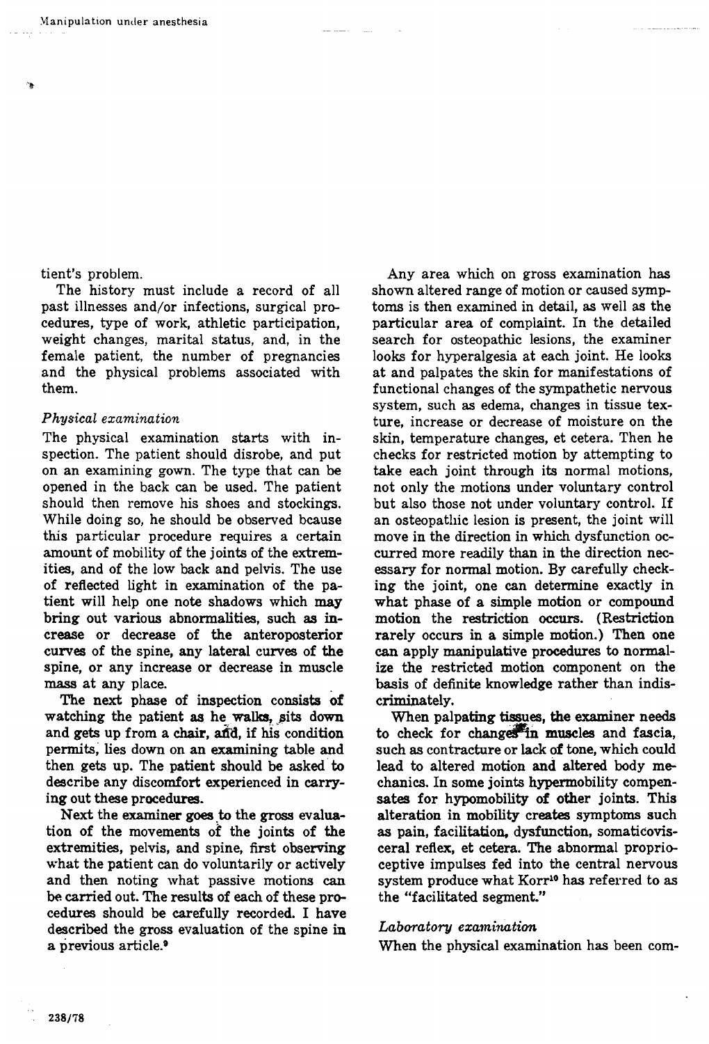tient's problem.

The history must include a record of all past illnesses and/or infections, surgical procedures, type of work, athletic participation, weight changes, marital status, and, in the female patient, the number of pregnancies and the physical problems associated with them.

*Physical examination*

The physical examination starts with inspection. The patient should disrobe, and put on an examining gown. The type that can be opened in the back can be used. The patient should then remove his shoes and stockings. While doing so, he should be observed bcause this particular procedure requires a certain amount of mobility of the joints of the extremities, and of the low back and pelvis. The use of reflected light in examination of the patient will help one note shadows which may bring out various abnormalities, such as increase or decrease of the anteroposterior curves of the spine, any lateral curves of the spine, or any increase or decrease in muscle mass at any place.

The next phase of inspection consists of watching the patient as he walks, sits down and gets up from a chair, and, if his condition permits, lies down on an examining table and then gets up. The patient should be asked to describe any discomfort experienced in carrying out these procedures.

Next the examiner goes to the gross evaluation of the movements of the joints of the extremities, pelvis, and spine, first observing what the patient can do voluntarily or actively and then noting what passive motions can be carried out. The results of each of these procedures should be carefully recorded. I have described the gross evaluation of the spine in a previous article.[9]

Any area which on gross examination has shown altered range of motion or caused symptoms is then examined in detail, as well as the particular area of complaint. In the detailed search for osteopathic lesions, the examiner looks for hyperalgesia at each joint. He looks at and palpates the skin for manifestations of functional changes of the sympathetic nervous system, such as edema, changes in tissue texture, increase or decrease of moisture on the skin, temperature changes, et cetera. Then he checks for restricted motion by attempting to take each joint through its normal motions, not only the motions under voluntary control but also those not under voluntary control. If an osteopathic lesion is present, the joint will move in the direction in which dysfunction occurred more readily than in the direction necessary for normal motion. By carefully checking the joint, one can determine exactly in what phase of a simple motion or compound motion the restriction occurs. (Restriction rarely occurs in a simple motion.) Then one can apply manipulative procedures to normalize the restricted motion component on the basis of definite knowledge rather than indiscriminately.

When palpating tissues, the examiner needs to check for changes in muscles and fascia, such as contracture or lack of tone, which could lead to altered motion and altered body mechanics. In some joints hypermobility compensates for hypomobility of other joints. This alteration in mobility creates symptoms such as pain, facilitation, dysfunction, somaticovisceral reflex, et cetera. The abnormal proprioceptive impulses fed into the central nervous system produce what Korr[10] has referred to as the "facilitated segment."

*Laboratory examination*

When the physical examination has been com-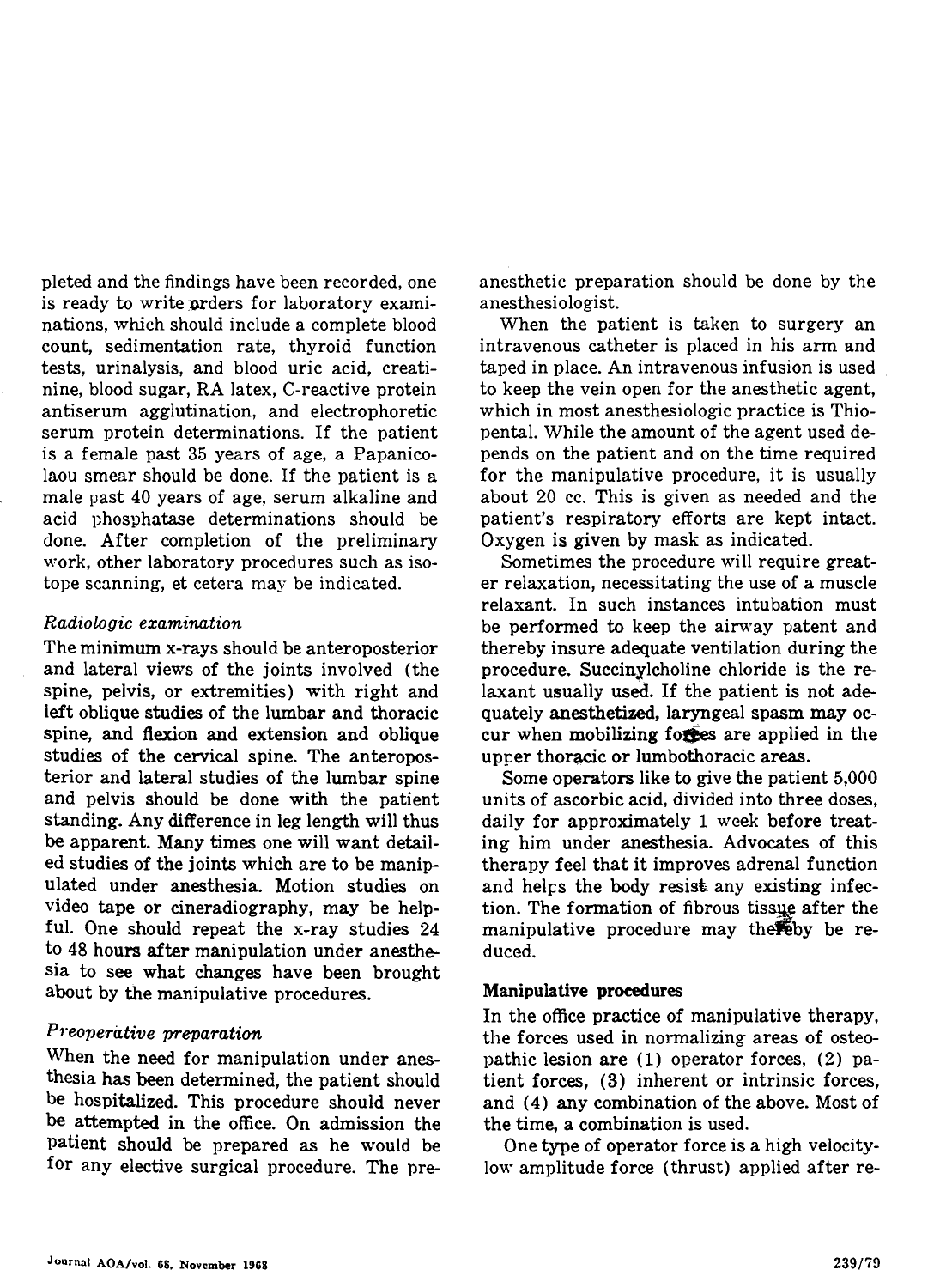pleted and the findings have been recorded, one is ready to write orders for laboratory examinations, which should include a complete blood count, sedimentation rate, thyroid function tests, urinalysis, and blood uric acid, creatinine, blood sugar, RA latex, C-reactive protein antiserum agglutination, and electrophoretic serum protein determinations. If the patient is a female past 35 years of age, a Papanicolaou smear should be done. If the patient is a male past 40 years of age, serum alkaline and acid phosphatase determinations should be done. After completion of the preliminary work, other laboratory procedures such as isotope scanning, et cetera may be indicated.

*Radiologic examination*

The minimum x-rays should be anteroposterior and lateral views of the joints involved (the spine, pelvis, or extremities) with right and left oblique studies of the lumbar and thoracic spine, and flexion and extension and oblique studies of the cervical spine. The anteroposterior and lateral studies of the lumbar spine and pelvis should be done with the patient standing. Any difference in leg length will thus be apparent. Many times one will want detailed studies of the joints which are to be manipulated under anesthesia. Motion studies on video tape or cineradiography, may be helpful. One should repeat the x-ray studies 24 to 48 hours after manipulation under anesthesia to see what changes have been brought about by the manipulative procedures.

*Preoperative preparation*

When the need for manipulation under anesthesia has been determined, the patient should be hospitalized. This procedure should never be attempted in the office. On admission the patient should be prepared as he would be for any elective surgical procedure. The preanesthetic preparation should be done by the anesthesiologist.

When the patient is taken to surgery an intravenous catheter is placed in his arm and taped in place. An intravenous infusion is used to keep the vein open for the anesthetic agent, which in most anesthesiologic practice is Thiopental. While the amount of the agent used depends on the patient and on the time required for the manipulative procedure, it is usually about 20 cc. This is given as needed and the patient's respiratory efforts are kept intact. Oxygen is given by mask as indicated.

Sometimes the procedure will require greater relaxation, necessitating the use of a muscle relaxant. In such instances intubation must be performed to keep the airway patent and thereby insure adequate ventilation during the procedure. Succinylcholine chloride is the relaxant usually used. If the patient is not adequately anesthetized, laryngeal spasm may occur when mobilizing forces are applied in the upper thoracic or lumbothoracic areas.

Some operators like to give the patient 5,000 units of ascorbic acid, divided into three doses, daily for approximately 1 week before treating him under anesthesia. Advocates of this therapy feel that it improves adrenal function and helps the body resist any existing infection. The formation of fibrous tissue after the manipulative procedure may thereby be reduced.

**Manipulative procedures**

In the office practice of manipulative therapy, the forces used in normalizing areas of osteopathic lesion are (1) operator forces, (2) patient forces, (3) inherent or intrinsic forces, and (4) any combination of the above. Most of the time, a combination is used.

One type of operator force is a high velocity-low amplitude force (thrust) applied after re-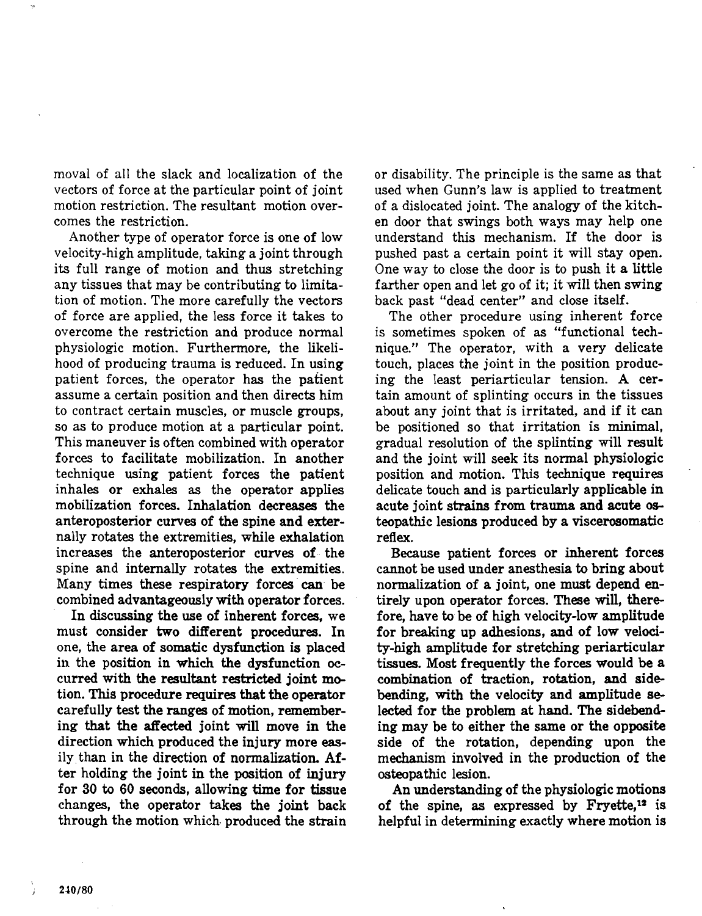moval of all the slack and localization of the vectors of force at the particular point of joint motion restriction. The resultant motion overcomes the restriction.

Another type of operator force is one of low velocity-high amplitude, taking a joint through its full range of motion and thus stretching any tissues that may be contributing to limitation of motion. The more carefully the vectors of force are applied, the less force it takes to overcome the restriction and produce normal physiologic motion. Furthermore, the likelihood of producing trauma is reduced. In using patient forces, the operator has the patient assume a certain position and then directs him to contract certain muscles, or muscle groups, so as to produce motion at a particular point. This maneuver is often combined with operator forces to facilitate mobilization. In another technique using patient forces the patient inhales or exhales as the operator applies mobilization forces. Inhalation decreases the anteroposterior curves of the spine and externally rotates the extremities, while exhalation increases the anteroposterior curves of the spine and internally rotates the extremities. Many times these respiratory forces can be combined advantageously with operator forces.

In discussing the use of inherent forces, we must consider two different procedures. In one, the area of somatic dysfunction is placed in the position in which the dysfunction occurred with the resultant restricted joint motion. This procedure requires that the operator carefully test the ranges of motion, remembering that the affected joint will move in the direction which produced the injury more easily than in the direction of normalization. After holding the joint in the position of injury for 30 to 60 seconds, allowing time for tissue changes, the operator takes the joint back through the motion which produced the strain or disability. The principle is the same as that used when Gunn's law is applied to treatment of a dislocated joint. The analogy of the kitchen door that swings both ways may help one understand this mechanism. If the door is pushed past a certain point it will stay open. One way to close the door is to push it a little farther open and let go of it; it will then swing back past "dead center" and close itself.

The other procedure using inherent force is sometimes spoken of as "functional technique." The operator, with a very delicate touch, places the joint in the position producing the least periarticular tension. A certain amount of splinting occurs in the tissues about any joint that is irritated, and if it can be positioned so that irritation is minimal, gradual resolution of the splinting will result and the joint will seek its normal physiologic position and motion. This technique requires delicate touch and is particularly applicable in acute joint strains from trauma and acute osteopathic lesions produced by a viscerosomatic reflex.

Because patient forces or inherent forces cannot be used under anesthesia to bring about normalization of a joint, one must depend entirely upon operator forces. These will, therefore, have to be of high velocity-low amplitude for breaking up adhesions, and of low velocity-high amplitude for stretching periarticular tissues. Most frequently the forces would be a combination of traction, rotation, and sidebending, with the velocity and amplitude selected for the problem at hand. The sidebending may be to either the same or the opposite side of the rotation, depending upon the mechanism involved in the production of the osteopathic lesion.

An understanding of the physiologic motions of the spine, as expressed by Fryette,[12] is helpful in determining exactly where motion is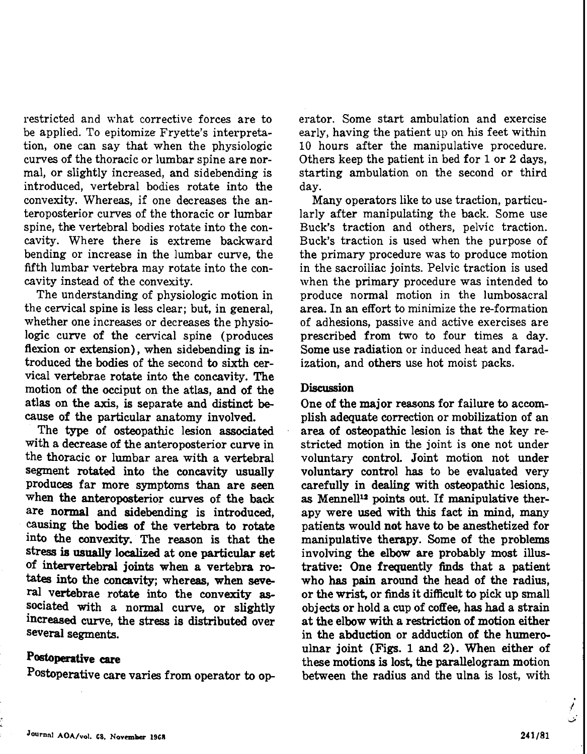restricted and what corrective forces are to be applied. To epitomize Fryette's interpretation, one can say that when the physiologic curves of the thoracic or lumbar spine are normal, or slightly increased, and sidebending is introduced, vertebral bodies rotate into the convexity. Whereas, if one decreases the anteroposterior curves of the thoracic or lumbar spine, the vertebral bodies rotate into the concavity. Where there is extreme backward bending or increase in the lumbar curve, the fifth lumbar vertebra may rotate into the concavity instead of the convexity.

The understanding of physiologic motion in the cervical spine is less clear; but, in general, whether one increases or decreases the physiologic curve of the cervical spine (produces flexion or extension), when sidebending is introduced the bodies of the second to sixth cervical vertebrae rotate into the concavity. The motion of the occiput on the atlas, and of the atlas on the axis, is separate and distinct because of the particular anatomy involved.

The type of osteopathic lesion associated with a decrease of the anteroposterior curve in the thoracic or lumbar area with a vertebral segment rotated into the concavity usually produces far more symptoms than are seen when the anteroposterior curves of the back are normal and sidebending is introduced, causing the bodies of the vertebra to rotate into the convexity. The reason is that the stress is usually localized at one particular set of intervertebral joints when a vertebra rotates into the concavity; whereas, when several vertebrae rotate into the convexity associated with a normal curve, or slightly increased curve, the stress is distributed over several segments.

## Postoperative care

Postoperative care varies from operator to operator. Some start ambulation and exercise early, having the patient up on his feet within 10 hours after the manipulative procedure. Others keep the patient in bed for 1 or 2 days, starting ambulation on the second or third day.

Many operators like to use traction, particularly after manipulating the back. Some use Buck's traction and others, pelvic traction. Buck's traction is used when the purpose of the primary procedure was to produce motion in the sacroiliac joints. Pelvic traction is used when the primary procedure was intended to produce normal motion in the lumbosacral area. In an effort to minimize the re-formation of adhesions, passive and active exercises are prescribed from two to four times a day. Some use radiation or induced heat and faradization, and others use hot moist packs.

## Discussion

One of the major reasons for failure to accomplish adequate correction or mobilization of an area of osteopathic lesion is that the key restricted motion in the joint is one not under voluntary control. Joint motion not under voluntary control has to be evaluated very carefully in dealing with osteopathic lesions, as Mennell[12] points out. If manipulative therapy were used with this fact in mind, many patients would not have to be anesthetized for manipulative therapy. Some of the problems involving the elbow are probably most illustrative: One frequently finds that a patient who has pain around the head of the radius, or the wrist, or finds it difficult to pick up small objects or hold a cup of coffee, has had a strain at the elbow with a restriction of motion either in the abduction or adduction of the humeroulnar joint (Figs. 1 and 2). When either of these motions is lost, the parallelogram motion between the radius and the ulna is lost, with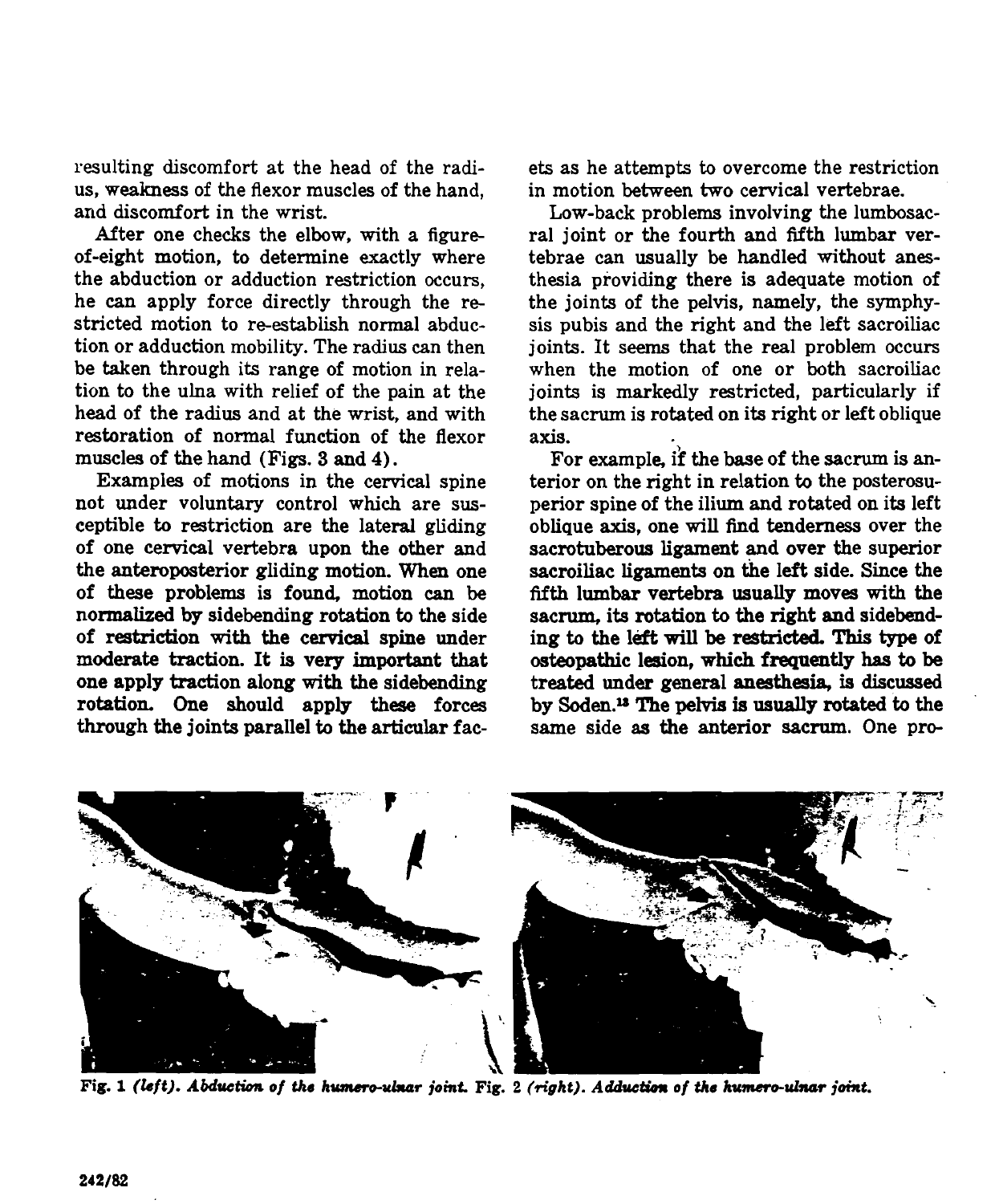resulting discomfort at the head of the radius, weakness of the flexor muscles of the hand, and discomfort in the wrist.

After one checks the elbow, with a figure-of-eight motion, to determine exactly where the abduction or adduction restriction occurs, he can apply force directly through the restricted motion to re-establish normal abduction or adduction mobility. The radius can then be taken through its range of motion in relation to the ulna with relief of the pain at the head of the radius and at the wrist, and with restoration of normal function of the flexor muscles of the hand (Figs. 3 and 4).

Examples of motions in the cervical spine not under voluntary control which are susceptible to restriction are the lateral gliding of one cervical vertebra upon the other and the anteroposterior gliding motion. When one of these problems is found, motion can be normalized by sidebending rotation to the side of restriction with the cervical spine under moderate traction. It is very important that one apply traction along with the sidebending rotation. One should apply these forces through the joints parallel to the articular facets as he attempts to overcome the restriction in motion between two cervical vertebrae.

Low-back problems involving the lumbosacral joint or the fourth and fifth lumbar vertebrae can usually be handled without anesthesia providing there is adequate motion of the joints of the pelvis, namely, the symphysis pubis and the right and the left sacroiliac joints. It seems that the real problem occurs when the motion of one or both sacroiliac joints is markedly restricted, particularly if the sacrum is rotated on its right or left oblique axis.

For example, if the base of the sacrum is anterior on the right in relation to the posterosuperior spine of the ilium and rotated on its left oblique axis, one will find tenderness over the sacrotuberous ligament and over the superior sacroiliac ligaments on the left side. Since the fifth lumbar vertebra usually moves with the sacrum, its rotation to the right and sidebending to the left will be restricted. This type of osteopathic lesion, which frequently has to be treated under general anesthesia, is discussed by Soden.[18] The pelvis is usually rotated to the same side as the anterior sacrum. One pro-

**Fig. 1** *(left). Abduction of the humero-ulnar joint.* **Fig. 2** *(right). Adduction of the humero-ulnar joint.*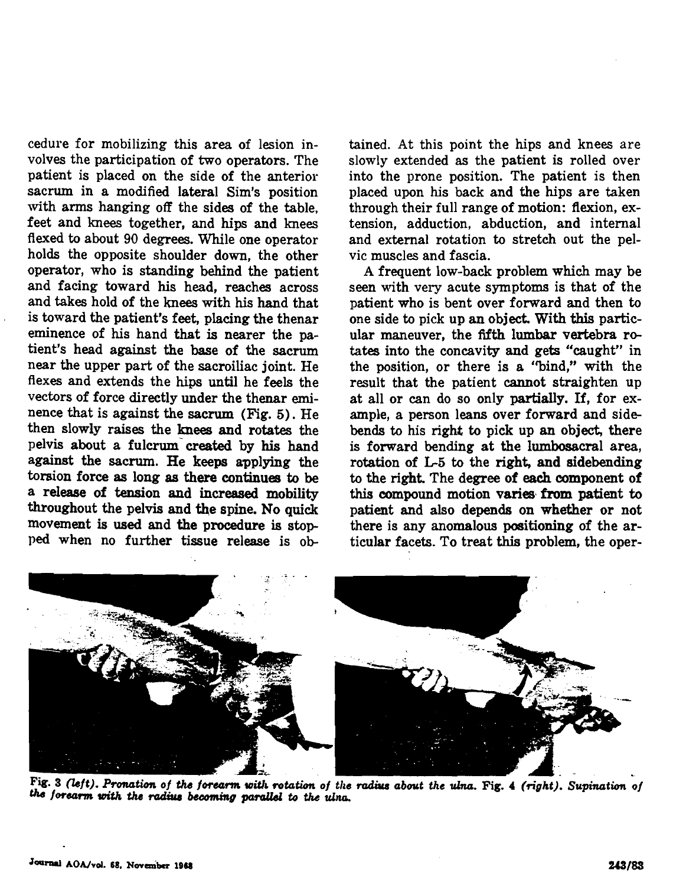cedure for mobilizing this area of lesion involves the participation of two operators. The patient is placed on the side of the anterior sacrum in a modified lateral Sim's position with arms hanging off the sides of the table, feet and knees together, and hips and knees flexed to about 90 degrees. While one operator holds the opposite shoulder down, the other operator, who is standing behind the patient and facing toward his head, reaches across and takes hold of the knees with his hand that is toward the patient's feet, placing the thenar eminence of his hand that is nearer the patient's head against the base of the sacrum near the upper part of the sacroiliac joint. He flexes and extends the hips until he feels the vectors of force directly under the thenar eminence that is against the sacrum (Fig. 5). He then slowly raises the knees and rotates the pelvis about a fulcrum created by his hand against the sacrum. He keeps applying the torsion force as long as there continues to be a release of tension and increased mobility throughout the pelvis and the spine. No quick movement is used and the procedure is stopped when no further tissue release is obtained. At this point the hips and knees are slowly extended as the patient is rolled over into the prone position. The patient is then placed upon his back and the hips are taken through their full range of motion: flexion, extension, adduction, abduction, and internal and external rotation to stretch out the pelvic muscles and fascia.

A frequent low-back problem which may be seen with very acute symptoms is that of the patient who is bent over forward and then to one side to pick up an object. With this particular maneuver, the fifth lumbar vertebra rotates into the concavity and gets "caught" in the position, or there is a "bind," with the result that the patient cannot straighten up at all or can do so only partially. If, for example, a person leans over forward and sidebends to his right to pick up an object, there is forward bending at the lumbosacral area, rotation of L-5 to the right, and sidebending to the right. The degree of each component of this compound motion varies from patient to patient and also depends on whether or not there is any anomalous positioning of the articular facets. To treat this problem, the oper-

*Fig. 3 (left). Pronation of the forearm with rotation of the radius about the ulna. Fig. 4 (right). Supination of the forearm with the radius becoming parallel to the ulna.*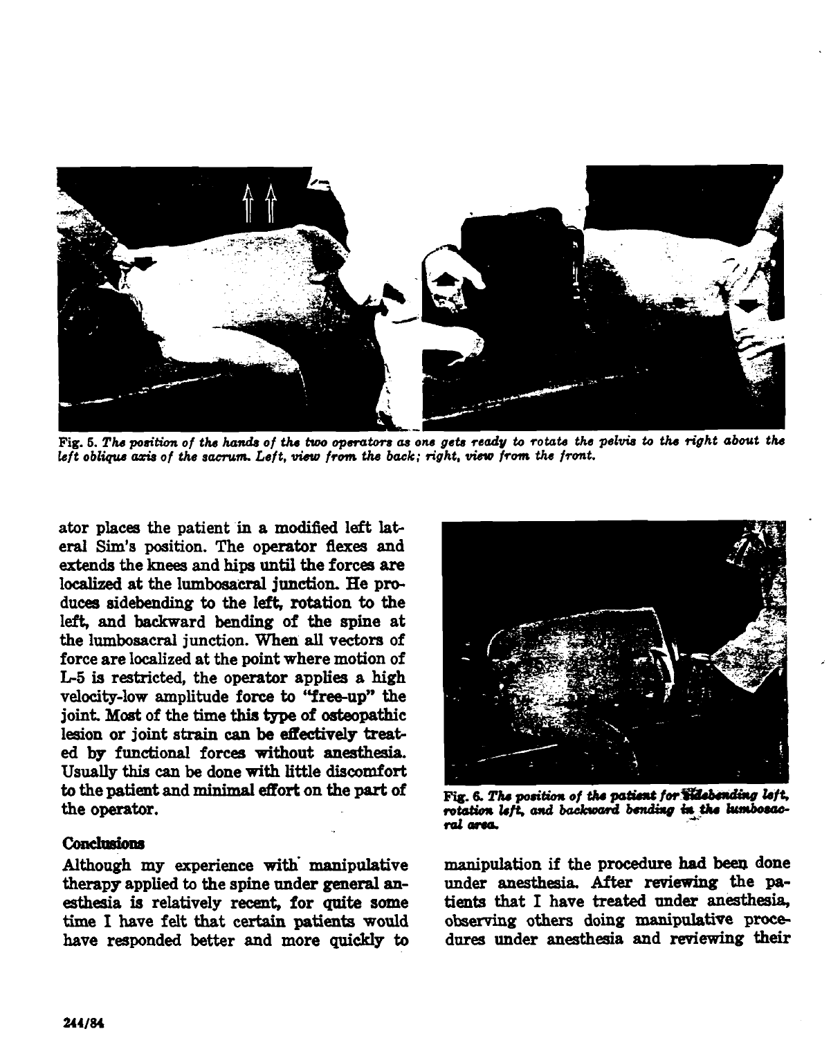Fig. 5. *The position of the hands of the two operators as one gets ready to rotate the pelvis to the right about the left oblique axis of the sacrum. Left, view from the back; right, view from the front.*

ator places the patient in a modified left lateral Sim's position. The operator flexes and extends the knees and hips until the forces are localized at the lumbosacral junction. He produces sidebending to the left, rotation to the left, and backward bending of the spine at the lumbosacral junction. When all vectors of force are localized at the point where motion of L-5 is restricted, the operator applies a high velocity-low amplitude force to "free-up" the joint. Most of the time this type of osteopathic lesion or joint strain can be effectively treated by functional forces without anesthesia. Usually this can be done with little discomfort to the patient and minimal effort on the part of the operator.

Fig. 6. *The position of the patient for sidebending left, rotation left, and backward bending in the lumbosacral area.*

## Conclusions

Although my experience with manipulative therapy applied to the spine under general anesthesia is relatively recent, for quite some time I have felt that certain patients would have responded better and more quickly to manipulation if the procedure had been done under anesthesia. After reviewing the patients that I have treated under anesthesia, observing others doing manipulative procedures under anesthesia and reviewing their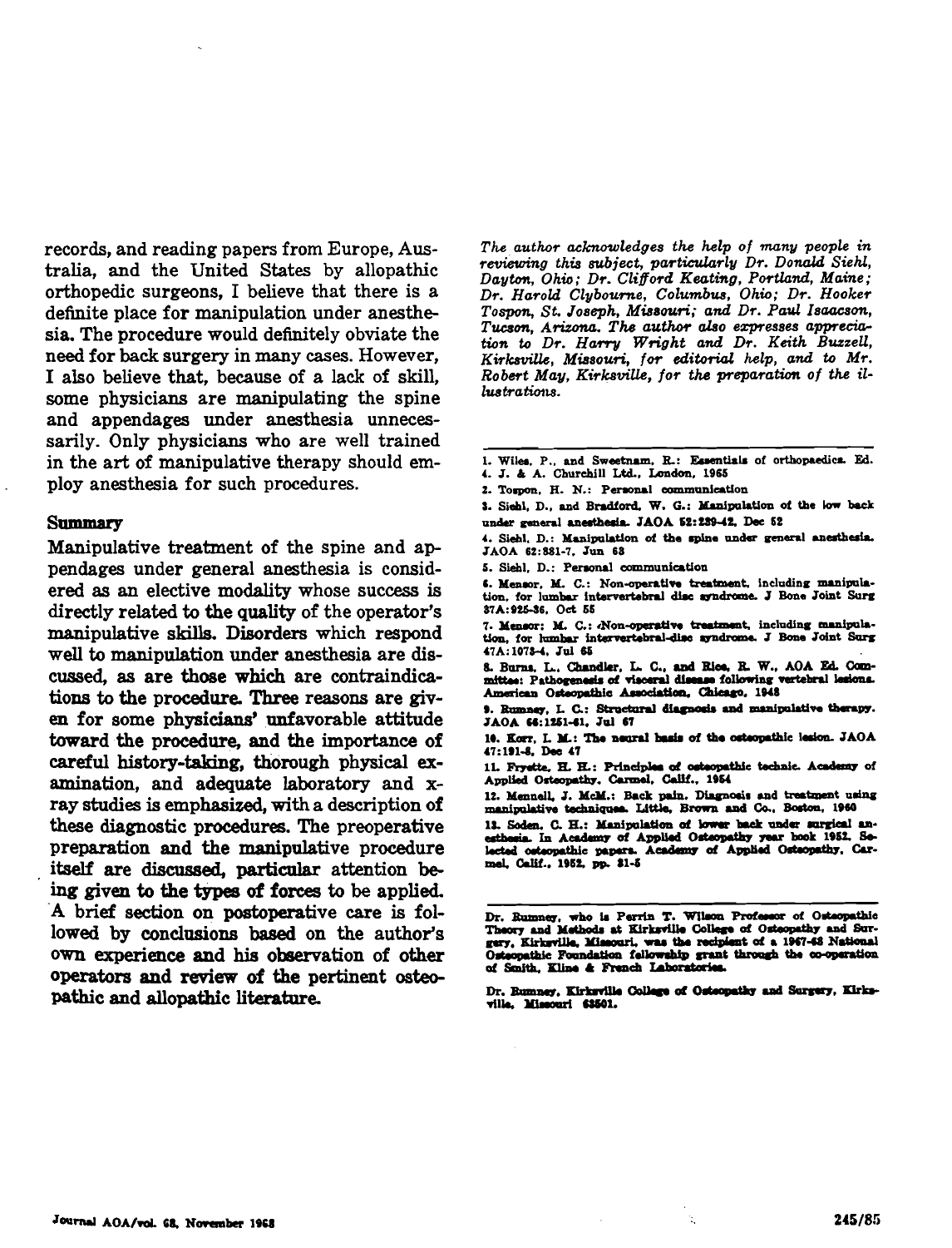records, and reading papers from Europe, Australia, and the United States by allopathic orthopedic surgeons, I believe that there is a definite place for manipulation under anesthesia. The procedure would definitely obviate the need for back surgery in many cases. However, I also believe that, because of a lack of skill, some physicians are manipulating the spine and appendages under anesthesia unnecessarily. Only physicians who are well trained in the art of manipulative therapy should employ anesthesia for such procedures.

## Summary

Manipulative treatment of the spine and appendages under general anesthesia is considered as an elective modality whose success is directly related to the quality of the operator's manipulative skills. Disorders which respond well to manipulation under anesthesia are discussed, as are those which are contraindications to the procedure. Three reasons are given for some physicians' unfavorable attitude toward the procedure, and the importance of careful history-taking, thorough physical examination, and adequate laboratory and x-ray studies is emphasized, with a description of these diagnostic procedures. The preoperative preparation and the manipulative procedure itself are discussed, particular attention being given to the types of forces to be applied. A brief section on postoperative care is followed by conclusions based on the author's own experience and his observation of other operators and review of the pertinent osteopathic and allopathic literature.

*The author acknowledges the help of many people in reviewing this subject, particularly Dr. Donald Siehl, Dayton, Ohio; Dr. Clifford Keating, Portland, Maine; Dr. Harold Clybourne, Columbus, Ohio; Dr. Hooker Tospon, St. Joseph, Missouri; and Dr. Paul Isaacson, Tucson, Arizona. The author also expresses appreciation to Dr. Harry Wright and Dr. Keith Buzzell, Kirksville, Missouri, for editorial help, and to Mr. Robert May, Kirksville, for the preparation of the illustrations.*

1. Wiles, P., and Sweetnam, R.: Essentials of orthopaedics. Ed. 4. J. & A. Churchill Ltd., London, 1965
2. Tospon, H. N.: Personal communication
3. Siehl, D., and Bradford, W. G.: Manipulation of the low back under general anesthesia. JAOA 52:239-42, Dec 52
4. Siehl, D.: Manipulation of the spine under general anesthesia. JAOA 62:881-7, Jun 63
5. Siehl, D.: Personal communication
6. Mensor, M. C.: Non-operative treatment, including manipulation, for lumbar intervertebral disc syndrome. J Bone Joint Surg 37A:925-36, Oct 55
7. Mensor, M. C.: Non-operative treatment, including manipulation, for lumbar intervertebral-disc syndrome. J Bone Joint Surg 47A:1073-4, Jul 65
8. Burns, L., Chandler, L. C., and Rice, R. W., AOA Ed. Committee: Pathogenesis of visceral disease following vertebral lesions. American Osteopathic Association, Chicago, 1948
9. Rumney, I. C.: Structural diagnosis and manipulative therapy. JAOA 66:1251-61, Jul 67
10. Korr, I. M.: The neural basis of the osteopathic lesion. JAOA 47:191-8, Dec 47
11. Fryette, H. H.: Principles of osteopathic technic. Academy of Applied Osteopathy, Carmel, Calif., 1954
12. Mennell, J. McM.: Back pain. Diagnosis and treatment using manipulative techniques. Little, Brown and Co., Boston, 1960
13. Soden, C. H.: Manipulation of lower back under surgical anesthesia. In Academy of Applied Osteopathy year book 1952. Selected osteopathic papers. Academy of Applied Osteopathy, Carmel, Calif., 1952, pp. 81-5

Dr. Rumney, who is Perrin T. Wilson Professor of Osteopathic Theory and Methods at Kirksville College of Osteopathy and Surgery, Kirksville, Missouri, was the recipient of a 1967-68 National Osteopathic Foundation fellowship grant through the co-operation of Smith, Kline & French Laboratories.

Dr. Rumney, Kirksville College of Osteopathy and Surgery, Kirksville, Missouri 63501.